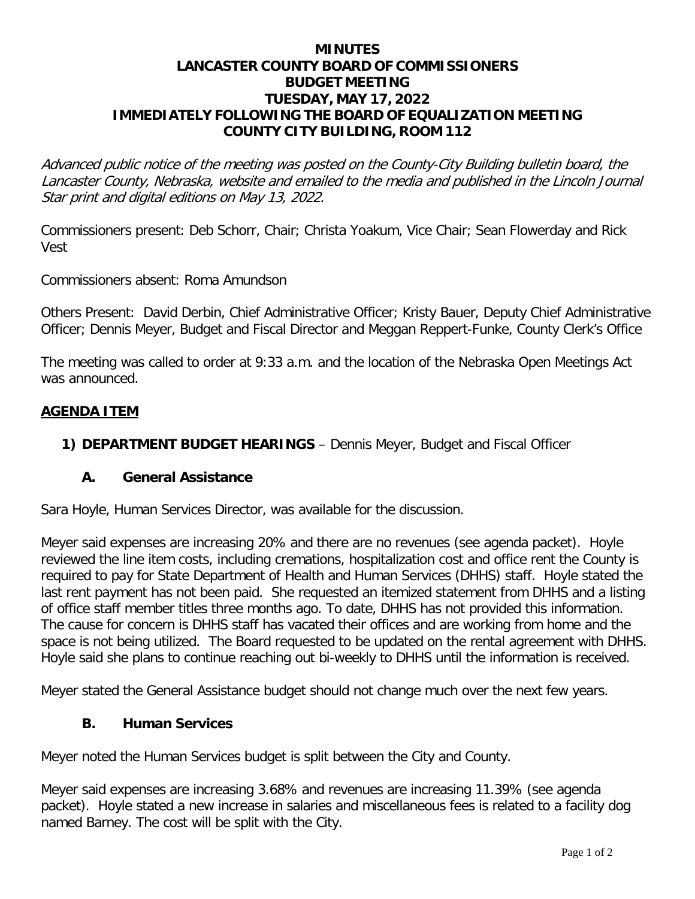# MINUTES
# LANCASTER COUNTY BOARD OF COMMISSIONERS
# BUDGET MEETING
# TUESDAY, MAY 17, 2022
# IMMEDIATELY FOLLOWING THE BOARD OF EQUALIZATION MEETING
# COUNTY CITY BUILDING, ROOM 112

*Advanced public notice of the meeting was posted on the County-City Building bulletin board, the Lancaster County, Nebraska, website and emailed to the media and published in the Lincoln Journal Star print and digital editions on May 13, 2022.*

Commissioners present: Deb Schorr, Chair; Christa Yoakum, Vice Chair; Sean Flowerday and Rick Vest

Commissioners absent: Roma Amundson

Others Present: David Derbin, Chief Administrative Officer; Kristy Bauer, Deputy Chief Administrative Officer; Dennis Meyer, Budget and Fiscal Director and Meggan Reppert-Funke, County Clerk's Office

The meeting was called to order at 9:33 a.m. and the location of the Nebraska Open Meetings Act was announced.

## AGENDA ITEM

### 1) DEPARTMENT BUDGET HEARINGS – Dennis Meyer, Budget and Fiscal Officer

#### A. General Assistance

Sara Hoyle, Human Services Director, was available for the discussion.

Meyer said expenses are increasing 20% and there are no revenues (see agenda packet). Hoyle reviewed the line item costs, including cremations, hospitalization cost and office rent the County is required to pay for State Department of Health and Human Services (DHHS) staff. Hoyle stated the last rent payment has not been paid. She requested an itemized statement from DHHS and a listing of office staff member titles three months ago. To date, DHHS has not provided this information. The cause for concern is DHHS staff has vacated their offices and are working from home and the space is not being utilized. The Board requested to be updated on the rental agreement with DHHS. Hoyle said she plans to continue reaching out bi-weekly to DHHS until the information is received.

Meyer stated the General Assistance budget should not change much over the next few years.

#### B. Human Services

Meyer noted the Human Services budget is split between the City and County.

Meyer said expenses are increasing 3.68% and revenues are increasing 11.39% (see agenda packet). Hoyle stated a new increase in salaries and miscellaneous fees is related to a facility dog named Barney. The cost will be split with the City.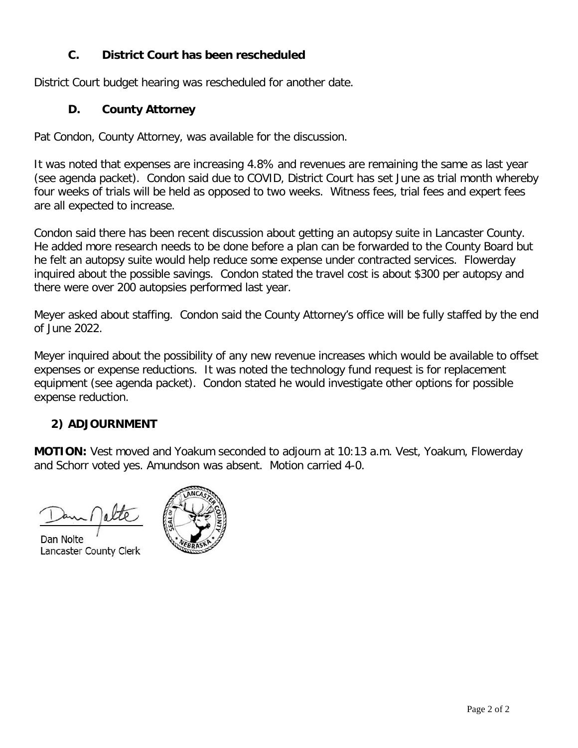### C. District Court has been rescheduled

District Court budget hearing was rescheduled for another date.

### D. County Attorney

Pat Condon, County Attorney, was available for the discussion.

It was noted that expenses are increasing 4.8% and revenues are remaining the same as last year (see agenda packet). Condon said due to COVID, District Court has set June as trial month whereby four weeks of trials will be held as opposed to two weeks. Witness fees, trial fees and expert fees are all expected to increase.

Condon said there has been recent discussion about getting an autopsy suite in Lancaster County. He added more research needs to be done before a plan can be forwarded to the County Board but he felt an autopsy suite would help reduce some expense under contracted services. Flowerday inquired about the possible savings. Condon stated the travel cost is about $300 per autopsy and there were over 200 autopsies performed last year.

Meyer asked about staffing. Condon said the County Attorney's office will be fully staffed by the end of June 2022.

Meyer inquired about the possibility of any new revenue increases which would be available to offset expenses or expense reductions. It was noted the technology fund request is for replacement equipment (see agenda packet). Condon stated he would investigate other options for possible expense reduction.

## 2) ADJOURNMENT

**MOTION:** Vest moved and Yoakum seconded to adjourn at 10:13 a.m. Vest, Yoakum, Flowerday and Schorr voted yes. Amundson was absent. Motion carried 4-0.

Dan Nolte
Lancaster County Clerk